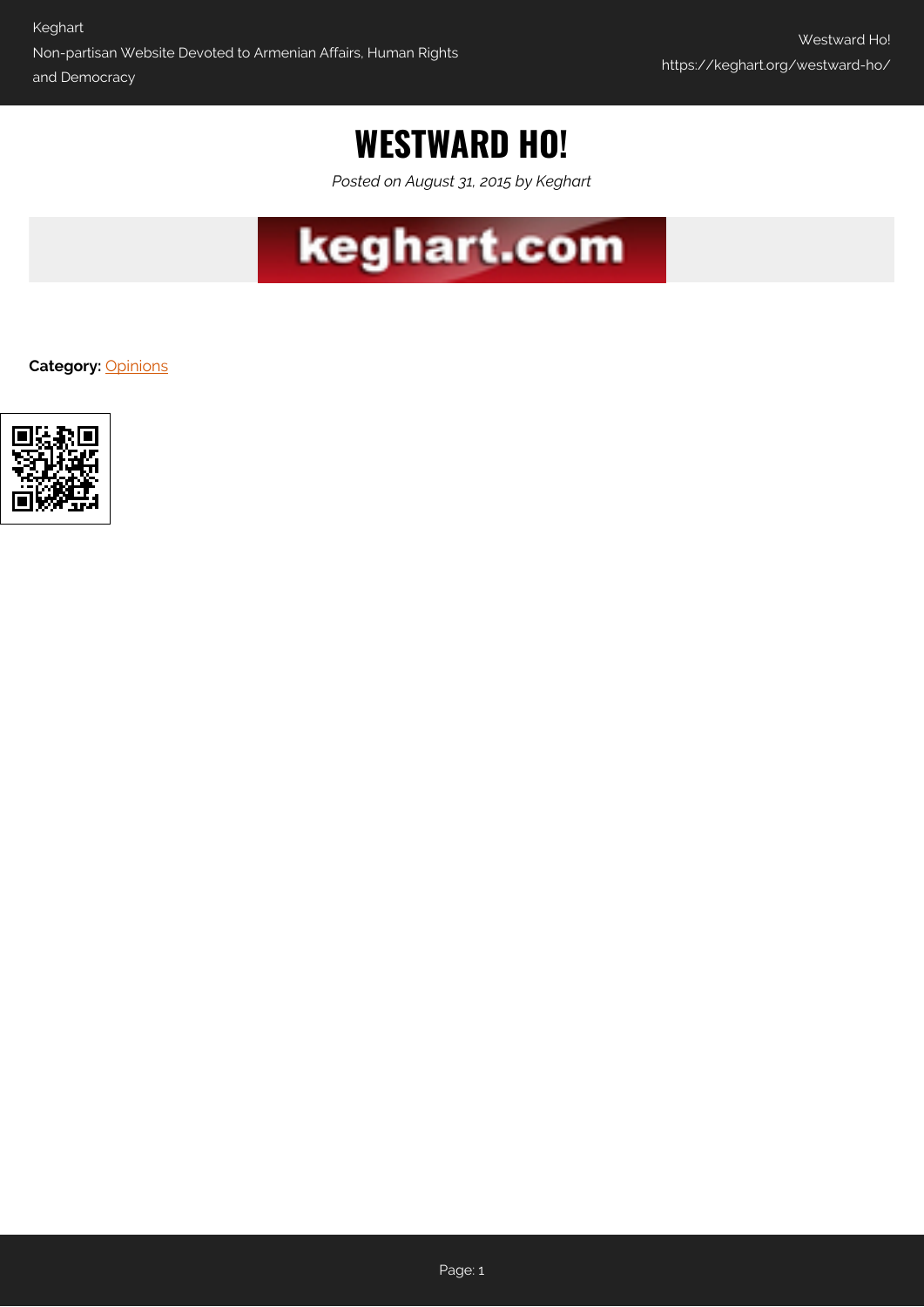# WESTWARD HO!

*Posted on August 31, 2015 by Keghart*

**Category:** Opinions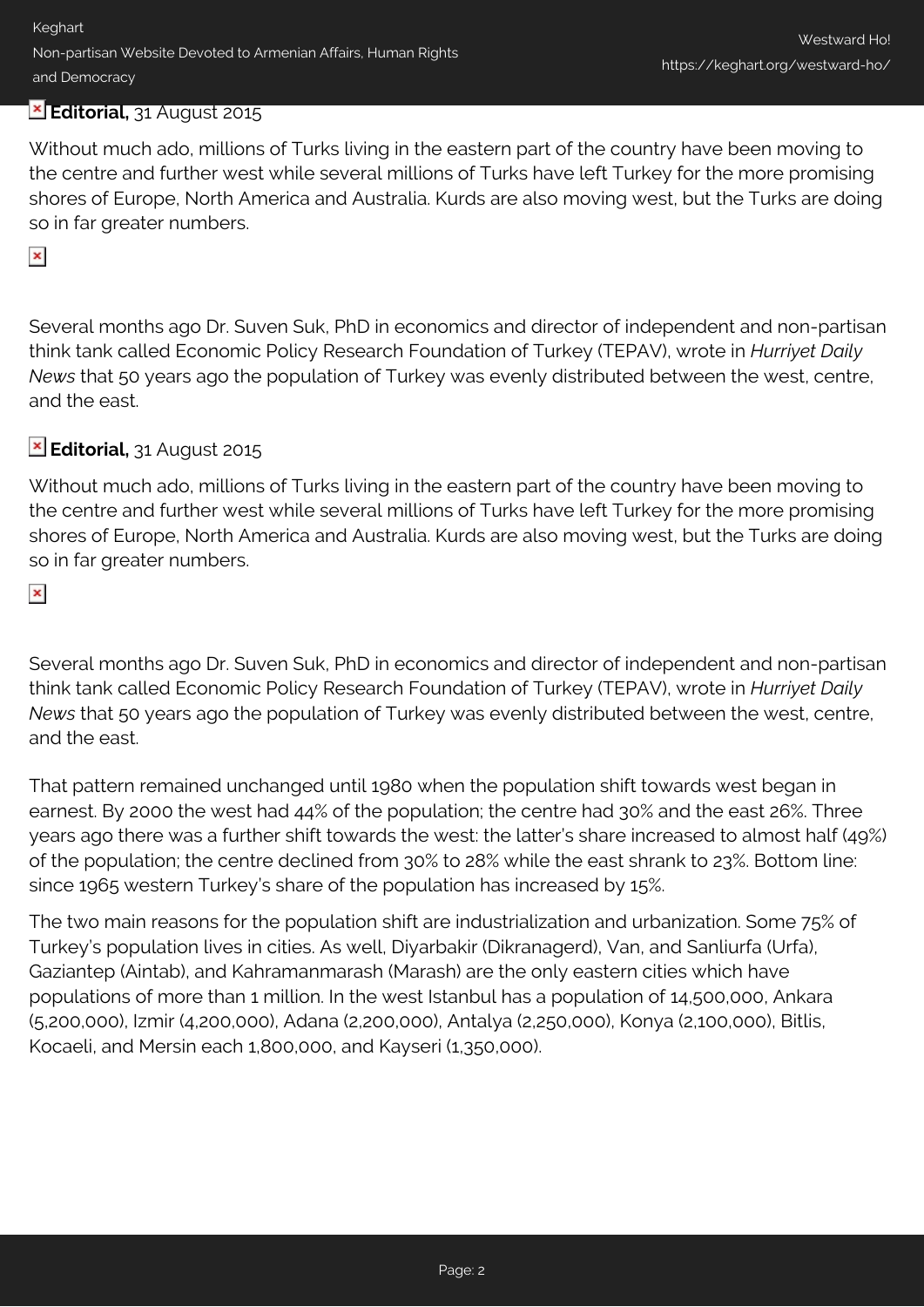**Editorial,** 31 August 2015

Without much ado, millions of Turks living in the eastern part of the country have been moving to the centre and further west while several millions of Turks have left Turkey for the more promising shores of Europe, North America and Australia. Kurds are also moving west, but the Turks are doing so in far greater numbers.

Several months ago Dr. Suven Suk, PhD in economics and director of independent and non-partisan think tank called Economic Policy Research Foundation of Turkey (TEPAV), wrote in *Hurriyet Daily News* that 50 years ago the population of Turkey was evenly distributed between the west, centre, and the east.

**Editorial,** 31 August 2015

Without much ado, millions of Turks living in the eastern part of the country have been moving to the centre and further west while several millions of Turks have left Turkey for the more promising shores of Europe, North America and Australia. Kurds are also moving west, but the Turks are doing so in far greater numbers.

Several months ago Dr. Suven Suk, PhD in economics and director of independent and non-partisan think tank called Economic Policy Research Foundation of Turkey (TEPAV), wrote in *Hurriyet Daily News* that 50 years ago the population of Turkey was evenly distributed between the west, centre, and the east.

That pattern remained unchanged until 1980 when the population shift towards west began in earnest. By 2000 the west had 44% of the population; the centre had 30% and the east 26%. Three years ago there was a further shift towards the west: the latter's share increased to almost half (49%) of the population; the centre declined from 30% to 28% while the east shrank to 23%. Bottom line: since 1965 western Turkey's share of the population has increased by 15%.

The two main reasons for the population shift are industrialization and urbanization. Some 75% of Turkey's population lives in cities. As well, Diyarbakir (Dikranagerd), Van, and Sanliurfa (Urfa), Gaziantep (Aintab), and Kahramanmarash (Marash) are the only eastern cities which have populations of more than 1 million. In the west Istanbul has a population of 14,500,000, Ankara (5,200,000), Izmir (4,200,000), Adana (2,200,000), Antalya (2,250,000), Konya (2,100,000), Bitlis, Kocaeli, and Mersin each 1,800,000, and Kayseri (1,350,000).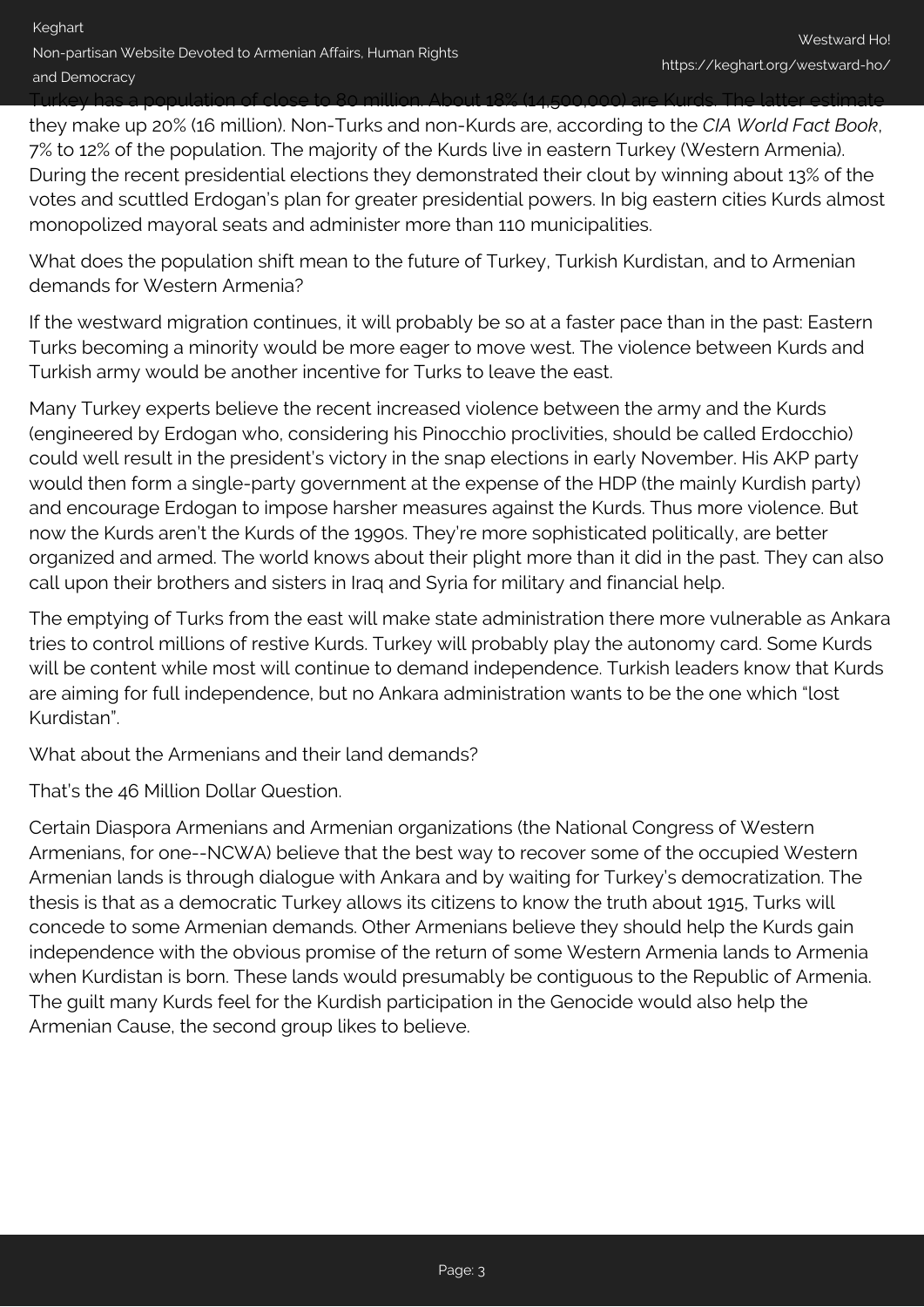Turkey has a population of close to 80 million. About 18% (14,500,000) are Kurds. The latter estimate they make up 20% (16 million). Non-Turks and non-Kurds are, according to the *CIA World Fact Book*, 7% to 12% of the population. The majority of the Kurds live in eastern Turkey (Western Armenia). During the recent presidential elections they demonstrated their clout by winning about 13% of the votes and scuttled Erdogan's plan for greater presidential powers. In big eastern cities Kurds almost monopolized mayoral seats and administer more than 110 municipalities.

What does the population shift mean to the future of Turkey, Turkish Kurdistan, and to Armenian demands for Western Armenia?

If the westward migration continues, it will probably be so at a faster pace than in the past: Eastern Turks becoming a minority would be more eager to move west. The violence between Kurds and Turkish army would be another incentive for Turks to leave the east.

Many Turkey experts believe the recent increased violence between the army and the Kurds (engineered by Erdogan who, considering his Pinocchio proclivities, should be called Erdocchio) could well result in the president's victory in the snap elections in early November. His AKP party would then form a single-party government at the expense of the HDP (the mainly Kurdish party) and encourage Erdogan to impose harsher measures against the Kurds. Thus more violence. But now the Kurds aren't the Kurds of the 1990s. They're more sophisticated politically, are better organized and armed. The world knows about their plight more than it did in the past. They can also call upon their brothers and sisters in Iraq and Syria for military and financial help.

The emptying of Turks from the east will make state administration there more vulnerable as Ankara tries to control millions of restive Kurds. Turkey will probably play the autonomy card. Some Kurds will be content while most will continue to demand independence. Turkish leaders know that Kurds are aiming for full independence, but no Ankara administration wants to be the one which "lost Kurdistan".

What about the Armenians and their land demands?

That's the 46 Million Dollar Question.

Certain Diaspora Armenians and Armenian organizations (the National Congress of Western Armenians, for one--NCWA) believe that the best way to recover some of the occupied Western Armenian lands is through dialogue with Ankara and by waiting for Turkey's democratization. The thesis is that as a democratic Turkey allows its citizens to know the truth about 1915, Turks will concede to some Armenian demands. Other Armenians believe they should help the Kurds gain independence with the obvious promise of the return of some Western Armenia lands to Armenia when Kurdistan is born. These lands would presumably be contiguous to the Republic of Armenia. The guilt many Kurds feel for the Kurdish participation in the Genocide would also help the Armenian Cause, the second group likes to believe.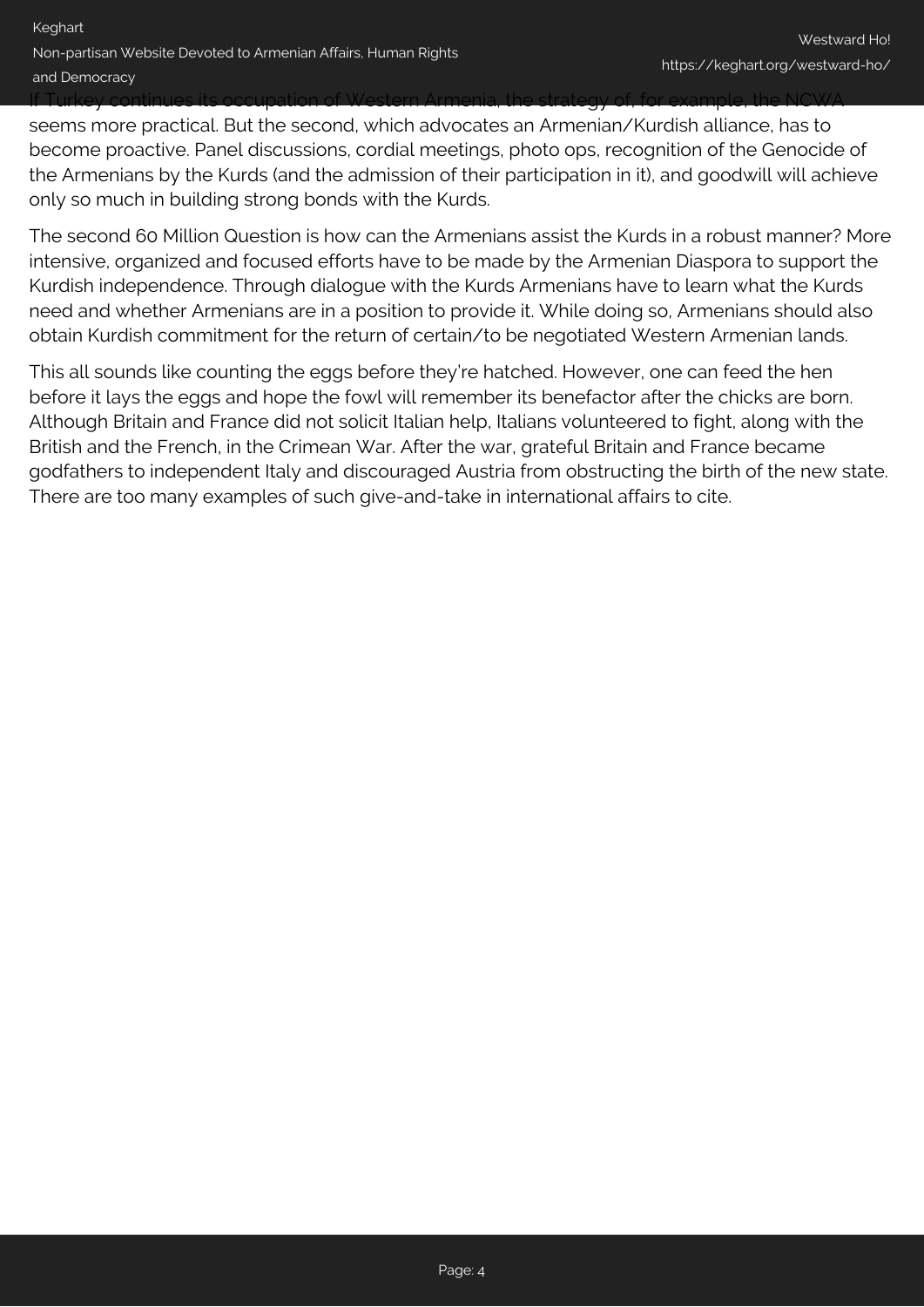If Turkey continues its occupation of Western Armenia, the strategy of, for example, the NCWA seems more practical. But the second, which advocates an Armenian/Kurdish alliance, has to become proactive. Panel discussions, cordial meetings, photo ops, recognition of the Genocide of the Armenians by the Kurds (and the admission of their participation in it), and goodwill will achieve only so much in building strong bonds with the Kurds.

The second 60 Million Question is how can the Armenians assist the Kurds in a robust manner? More intensive, organized and focused efforts have to be made by the Armenian Diaspora to support the Kurdish independence. Through dialogue with the Kurds Armenians have to learn what the Kurds need and whether Armenians are in a position to provide it. While doing so, Armenians should also obtain Kurdish commitment for the return of certain/to be negotiated Western Armenian lands.

This all sounds like counting the eggs before they're hatched. However, one can feed the hen before it lays the eggs and hope the fowl will remember its benefactor after the chicks are born. Although Britain and France did not solicit Italian help, Italians volunteered to fight, along with the British and the French, in the Crimean War. After the war, grateful Britain and France became godfathers to independent Italy and discouraged Austria from obstructing the birth of the new state. There are too many examples of such give-and-take in international affairs to cite.